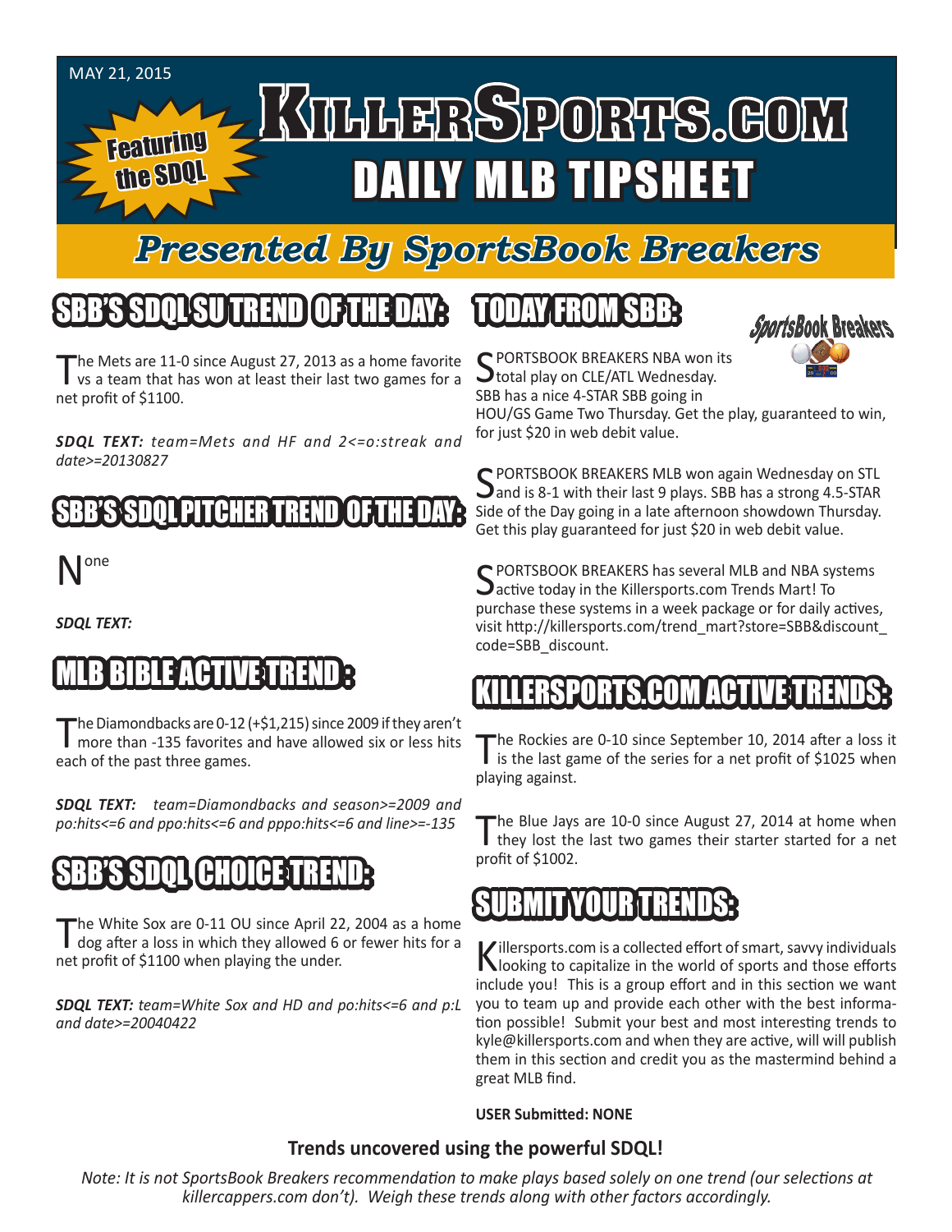MAY 21, 2015

Featuring the SDQL

# KILLERSPORTS.COM

# DAILY MLB TIPSHEET

## Presented By SportsBook Breakers

## SBB'S SDQL SU TREND OF THE DAY:

The Mets are 11-0 since August 27, 2013 as a home favorite vs a team that has won at least their last two games for a net profit of $1100.

***SDQL TEXT:*** *team=Mets and HF and 2<=o:streak and date>=20130827*

## SBB'S SDQL PITCHER TREND OF THE DAY:

None

***SDQL TEXT:***

## MLB BIBLE ACTIVE TREND :

The Diamondbacks are 0-12 (+$1,215) since 2009 if they aren't more than -135 favorites and have allowed six or less hits each of the past three games.

***SDQL TEXT:*** *team=Diamondbacks and season>=2009 and po:hits<=6 and ppo:hits<=6 and pppo:hits<=6 and line>=-135*

## SBB'S SDQL CHOICE TREND:

The White Sox are 0-11 OU since April 22, 2004 as a home dog after a loss in which they allowed 6 or fewer hits for a net profit of $1100 when playing the under.

***SDQL TEXT:*** *team=White Sox and HD and po:hits<=6 and p:L and date>=20040422*

## TODAY FROM SBB:

SportsBook Breakers

SPORTSBOOK BREAKERS NBA won its total play on CLE/ATL Wednesday. SBB has a nice 4-STAR SBB going in HOU/GS Game Two Thursday. Get the play, guaranteed to win, for just $20 in web debit value.

SPORTSBOOK BREAKERS MLB won again Wednesday on STL and is 8-1 with their last 9 plays. SBB has a strong 4.5-STAR Side of the Day going in a late afternoon showdown Thursday. Get this play guaranteed for just $20 in web debit value.

SPORTSBOOK BREAKERS has several MLB and NBA systems active today in the Killersports.com Trends Mart! To purchase these systems in a week package or for daily actives, visit http://killersports.com/trend_mart?store=SBB&discount_code=SBB_discount.

## KILLERSPORTS.COM ACTIVE TRENDS:

The Rockies are 0-10 since September 10, 2014 after a loss it is the last game of the series for a net profit of $1025 when playing against.

The Blue Jays are 10-0 since August 27, 2014 at home when they lost the last two games their starter started for a net profit of $1002.

## SUBMIT YOUR TRENDS:

Killersports.com is a collected effort of smart, savvy individuals looking to capitalize in the world of sports and those efforts include you! This is a group effort and in this section we want you to team up and provide each other with the best information possible! Submit your best and most interesting trends to kyle@killersports.com and when they are active, will will publish them in this section and credit you as the mastermind behind a great MLB find.

**USER Submitted: NONE**

**Trends uncovered using the powerful SDQL!**

*Note: It is not SportsBook Breakers recommendation to make plays based solely on one trend (our selections at killercappers.com don't). Weigh these trends along with other factors accordingly.*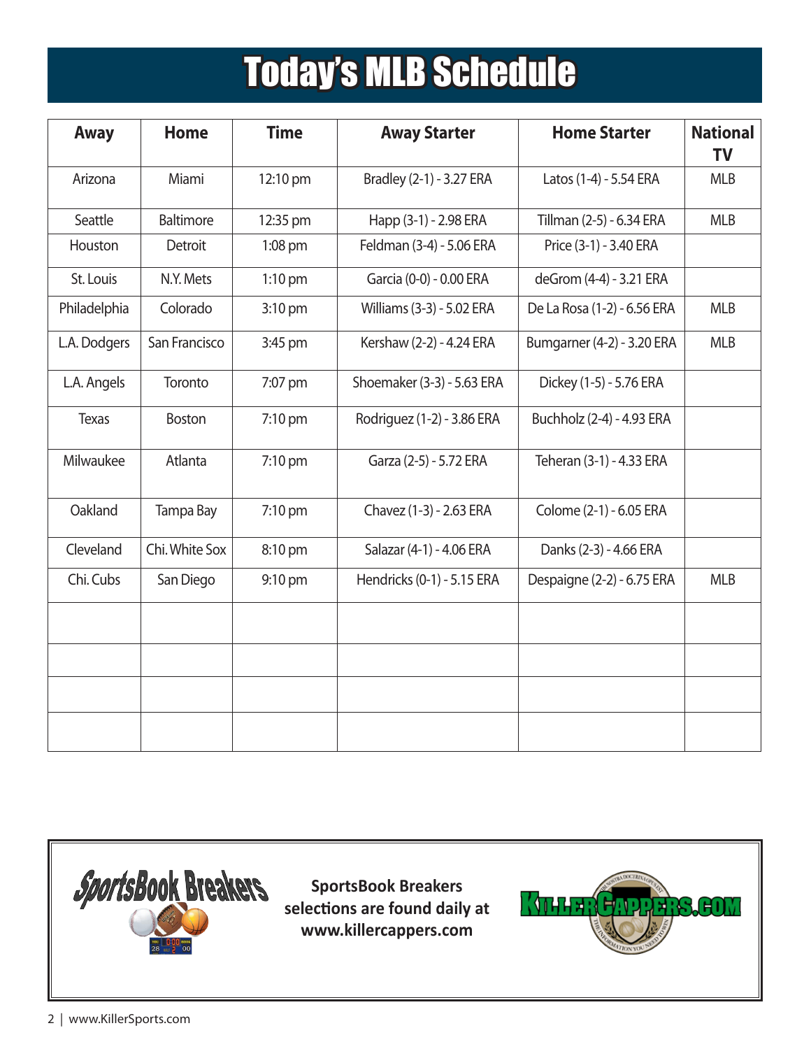# Today's MLB Schedule

| Away | Home | Time | Away Starter | Home Starter | National TV |
|---|---|---|---|---|---|
| Arizona | Miami | 12:10 pm | Bradley (2-1) - 3.27 ERA | Latos (1-4) - 5.54 ERA | MLB |
| Seattle | Baltimore | 12:35 pm | Happ (3-1) - 2.98 ERA | Tillman (2-5) - 6.34 ERA | MLB |
| Houston | Detroit | 1:08 pm | Feldman (3-4) - 5.06 ERA | Price (3-1) - 3.40 ERA | |
| St. Louis | N.Y. Mets | 1:10 pm | Garcia (0-0) - 0.00 ERA | deGrom (4-4) - 3.21 ERA | |
| Philadelphia | Colorado | 3:10 pm | Williams (3-3) - 5.02 ERA | De La Rosa (1-2) - 6.56 ERA | MLB |
| L.A. Dodgers | San Francisco | 3:45 pm | Kershaw (2-2) - 4.24 ERA | Bumgarner (4-2) - 3.20 ERA | MLB |
| L.A. Angels | Toronto | 7:07 pm | Shoemaker (3-3) - 5.63 ERA | Dickey (1-5) - 5.76 ERA | |
| Texas | Boston | 7:10 pm | Rodriguez (1-2) - 3.86 ERA | Buchholz (2-4) - 4.93 ERA | |
| Milwaukee | Atlanta | 7:10 pm | Garza (2-5) - 5.72 ERA | Teheran (3-1) - 4.33 ERA | |
| Oakland | Tampa Bay | 7:10 pm | Chavez (1-3) - 2.63 ERA | Colome (2-1) - 6.05 ERA | |
| Cleveland | Chi. White Sox | 8:10 pm | Salazar (4-1) - 4.06 ERA | Danks (2-3) - 4.66 ERA | |
| Chi. Cubs | San Diego | 9:10 pm | Hendricks (0-1) - 5.15 ERA | Despaigne (2-2) - 6.75 ERA | MLB |
| | | | | | |
| | | | | | |
| | | | | | |
| | | | | | |

SportsBook Breakers

**SportsBook Breakers selections are found daily at www.killercappers.com**

KILLERCAPPERS.COM